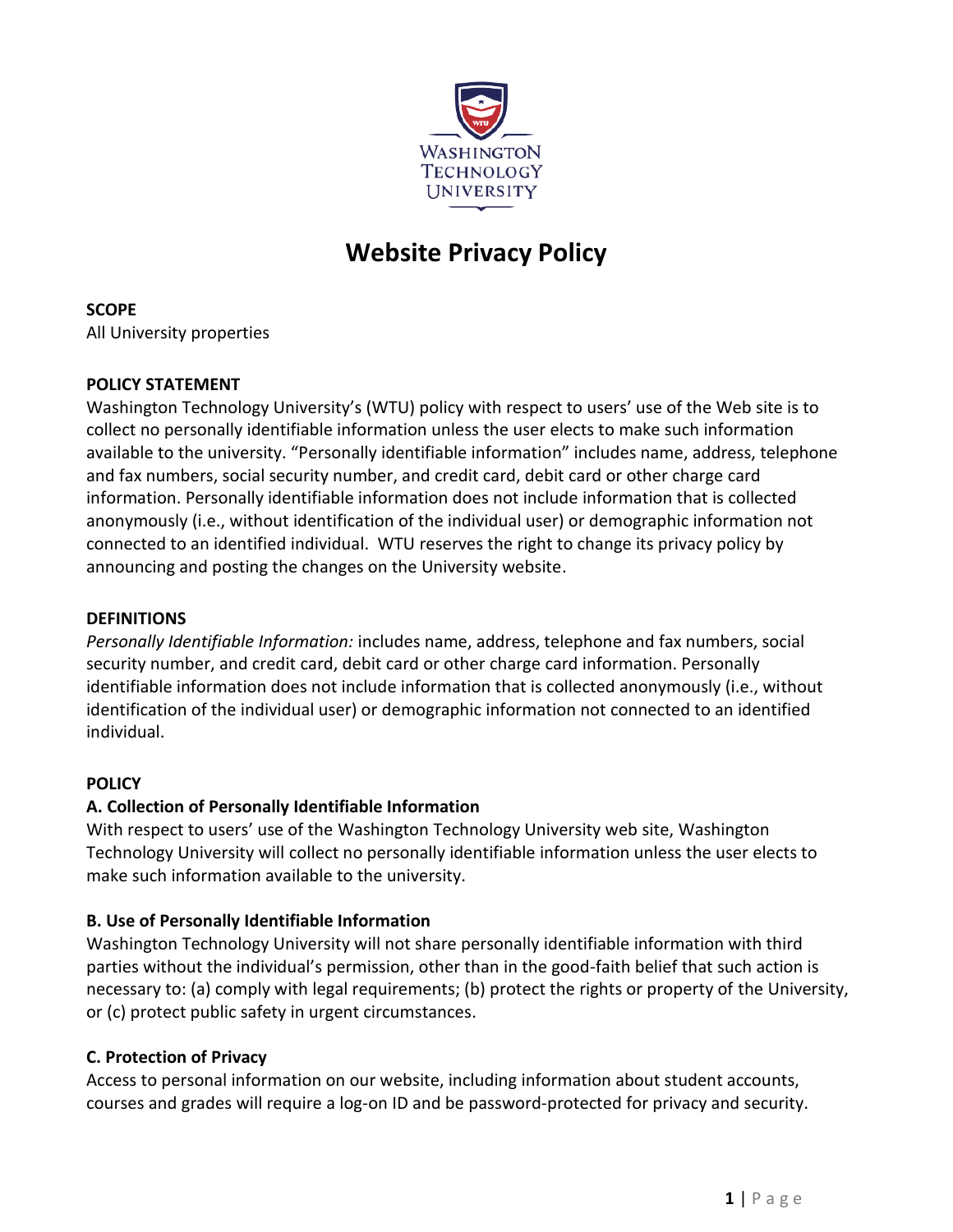Washington Technology University

# Website Privacy Policy

**SCOPE**

All University properties

**POLICY STATEMENT**

Washington Technology University's (WTU) policy with respect to users' use of the Web site is to collect no personally identifiable information unless the user elects to make such information available to the university. "Personally identifiable information" includes name, address, telephone and fax numbers, social security number, and credit card, debit card or other charge card information. Personally identifiable information does not include information that is collected anonymously (i.e., without identification of the individual user) or demographic information not connected to an identified individual. WTU reserves the right to change its privacy policy by announcing and posting the changes on the University website.

**DEFINITIONS**

*Personally Identifiable Information:* includes name, address, telephone and fax numbers, social security number, and credit card, debit card or other charge card information. Personally identifiable information does not include information that is collected anonymously (i.e., without identification of the individual user) or demographic information not connected to an identified individual.

**POLICY**

**A. Collection of Personally Identifiable Information**

With respect to users' use of the Washington Technology University web site, Washington Technology University will collect no personally identifiable information unless the user elects to make such information available to the university.

**B. Use of Personally Identifiable Information**

Washington Technology University will not share personally identifiable information with third parties without the individual's permission, other than in the good-faith belief that such action is necessary to: (a) comply with legal requirements; (b) protect the rights or property of the University, or (c) protect public safety in urgent circumstances.

**C. Protection of Privacy**

Access to personal information on our website, including information about student accounts, courses and grades will require a log-on ID and be password-protected for privacy and security.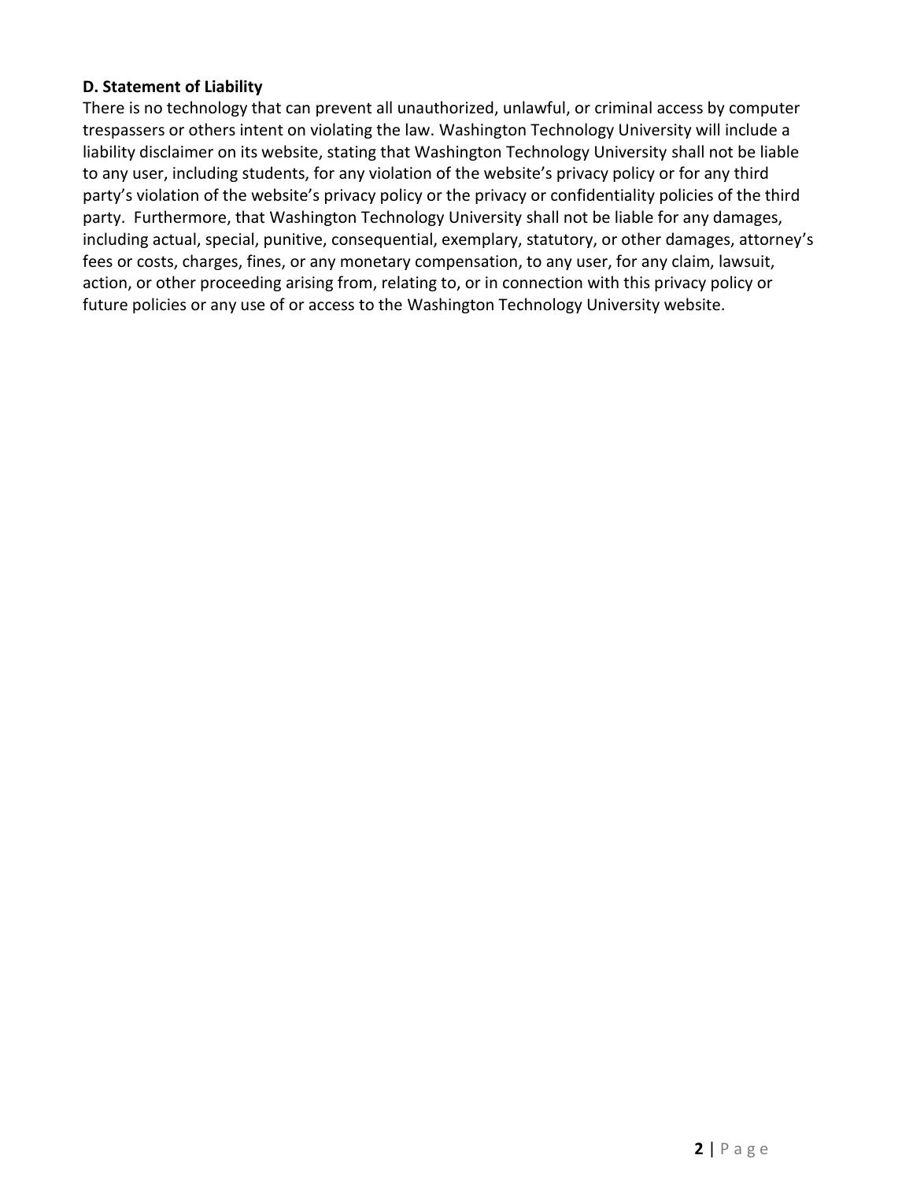**D. Statement of Liability**

There is no technology that can prevent all unauthorized, unlawful, or criminal access by computer trespassers or others intent on violating the law. Washington Technology University will include a liability disclaimer on its website, stating that Washington Technology University shall not be liable to any user, including students, for any violation of the website's privacy policy or for any third party's violation of the website's privacy policy or the privacy or confidentiality policies of the third party. Furthermore, that Washington Technology University shall not be liable for any damages, including actual, special, punitive, consequential, exemplary, statutory, or other damages, attorney's fees or costs, charges, fines, or any monetary compensation, to any user, for any claim, lawsuit, action, or other proceeding arising from, relating to, or in connection with this privacy policy or future policies or any use of or access to the Washington Technology University website.